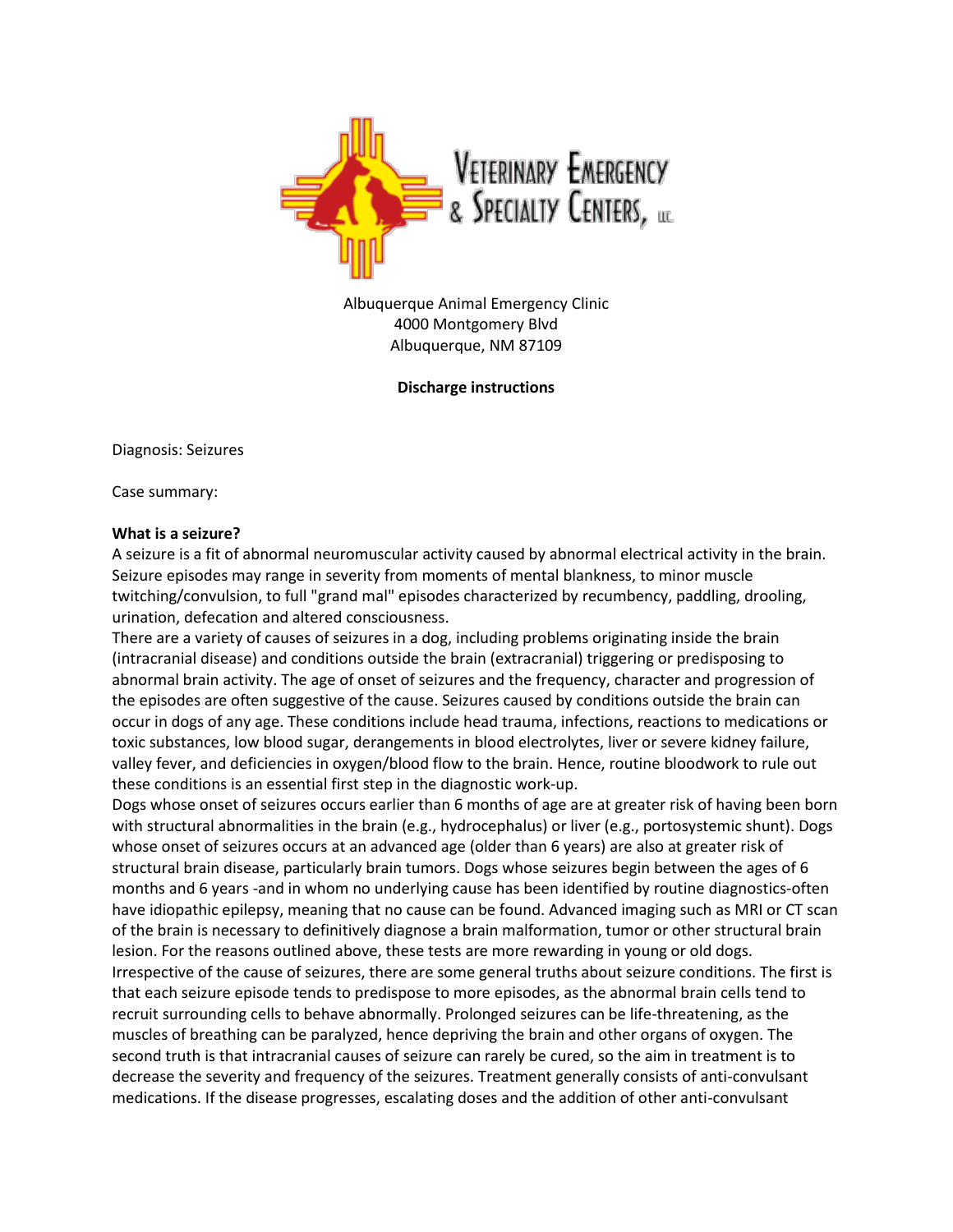VETERINARY EMERGENCY & SPECIALTY CENTERS, LLC

Albuquerque Animal Emergency Clinic
4000 Montgomery Blvd
Albuquerque, NM 87109

**Discharge instructions**

Diagnosis: Seizures

Case summary:

**What is a seizure?**

A seizure is a fit of abnormal neuromuscular activity caused by abnormal electrical activity in the brain. Seizure episodes may range in severity from moments of mental blankness, to minor muscle twitching/convulsion, to full "grand mal" episodes characterized by recumbency, paddling, drooling, urination, defecation and altered consciousness.

There are a variety of causes of seizures in a dog, including problems originating inside the brain (intracranial disease) and conditions outside the brain (extracranial) triggering or predisposing to abnormal brain activity. The age of onset of seizures and the frequency, character and progression of the episodes are often suggestive of the cause. Seizures caused by conditions outside the brain can occur in dogs of any age. These conditions include head trauma, infections, reactions to medications or toxic substances, low blood sugar, derangements in blood electrolytes, liver or severe kidney failure, valley fever, and deficiencies in oxygen/blood flow to the brain. Hence, routine bloodwork to rule out these conditions is an essential first step in the diagnostic work-up.

Dogs whose onset of seizures occurs earlier than 6 months of age are at greater risk of having been born with structural abnormalities in the brain (e.g., hydrocephalus) or liver (e.g., portosystemic shunt). Dogs whose onset of seizures occurs at an advanced age (older than 6 years) are also at greater risk of structural brain disease, particularly brain tumors. Dogs whose seizures begin between the ages of 6 months and 6 years -and in whom no underlying cause has been identified by routine diagnostics-often have idiopathic epilepsy, meaning that no cause can be found. Advanced imaging such as MRI or CT scan of the brain is necessary to definitively diagnose a brain malformation, tumor or other structural brain lesion. For the reasons outlined above, these tests are more rewarding in young or old dogs.

Irrespective of the cause of seizures, there are some general truths about seizure conditions. The first is that each seizure episode tends to predispose to more episodes, as the abnormal brain cells tend to recruit surrounding cells to behave abnormally. Prolonged seizures can be life-threatening, as the muscles of breathing can be paralyzed, hence depriving the brain and other organs of oxygen. The second truth is that intracranial causes of seizure can rarely be cured, so the aim in treatment is to decrease the severity and frequency of the seizures. Treatment generally consists of anti-convulsant medications. If the disease progresses, escalating doses and the addition of other anti-convulsant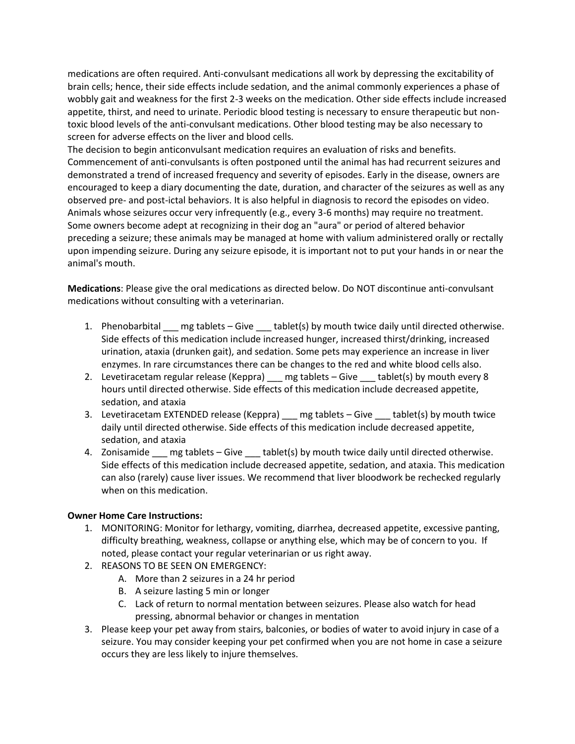medications are often required. Anti-convulsant medications all work by depressing the excitability of brain cells; hence, their side effects include sedation, and the animal commonly experiences a phase of wobbly gait and weakness for the first 2-3 weeks on the medication. Other side effects include increased appetite, thirst, and need to urinate. Periodic blood testing is necessary to ensure therapeutic but non-toxic blood levels of the anti-convulsant medications. Other blood testing may be also necessary to screen for adverse effects on the liver and blood cells.

The decision to begin anticonvulsant medication requires an evaluation of risks and benefits. Commencement of anti-convulsants is often postponed until the animal has had recurrent seizures and demonstrated a trend of increased frequency and severity of episodes. Early in the disease, owners are encouraged to keep a diary documenting the date, duration, and character of the seizures as well as any observed pre- and post-ictal behaviors. It is also helpful in diagnosis to record the episodes on video. Animals whose seizures occur very infrequently (e.g., every 3-6 months) may require no treatment. Some owners become adept at recognizing in their dog an "aura" or period of altered behavior preceding a seizure; these animals may be managed at home with valium administered orally or rectally upon impending seizure. During any seizure episode, it is important not to put your hands in or near the animal's mouth.

**Medications**: Please give the oral medications as directed below. Do NOT discontinue anti-convulsant medications without consulting with a veterinarian.

1. Phenobarbital ___ mg tablets – Give ___ tablet(s) by mouth twice daily until directed otherwise. Side effects of this medication include increased hunger, increased thirst/drinking, increased urination, ataxia (drunken gait), and sedation. Some pets may experience an increase in liver enzymes. In rare circumstances there can be changes to the red and white blood cells also.
2. Levetiracetam regular release (Keppra) ___ mg tablets – Give ___ tablet(s) by mouth every 8 hours until directed otherwise. Side effects of this medication include decreased appetite, sedation, and ataxia
3. Levetiracetam EXTENDED release (Keppra) ___ mg tablets – Give ___ tablet(s) by mouth twice daily until directed otherwise. Side effects of this medication include decreased appetite, sedation, and ataxia
4. Zonisamide ___ mg tablets – Give ___ tablet(s) by mouth twice daily until directed otherwise. Side effects of this medication include decreased appetite, sedation, and ataxia. This medication can also (rarely) cause liver issues. We recommend that liver bloodwork be rechecked regularly when on this medication.

**Owner Home Care Instructions:**

1. MONITORING: Monitor for lethargy, vomiting, diarrhea, decreased appetite, excessive panting, difficulty breathing, weakness, collapse or anything else, which may be of concern to you. If noted, please contact your regular veterinarian or us right away.
2. REASONS TO BE SEEN ON EMERGENCY:
   A. More than 2 seizures in a 24 hr period
   B. A seizure lasting 5 min or longer
   C. Lack of return to normal mentation between seizures. Please also watch for head pressing, abnormal behavior or changes in mentation
3. Please keep your pet away from stairs, balconies, or bodies of water to avoid injury in case of a seizure. You may consider keeping your pet confirmed when you are not home in case a seizure occurs they are less likely to injure themselves.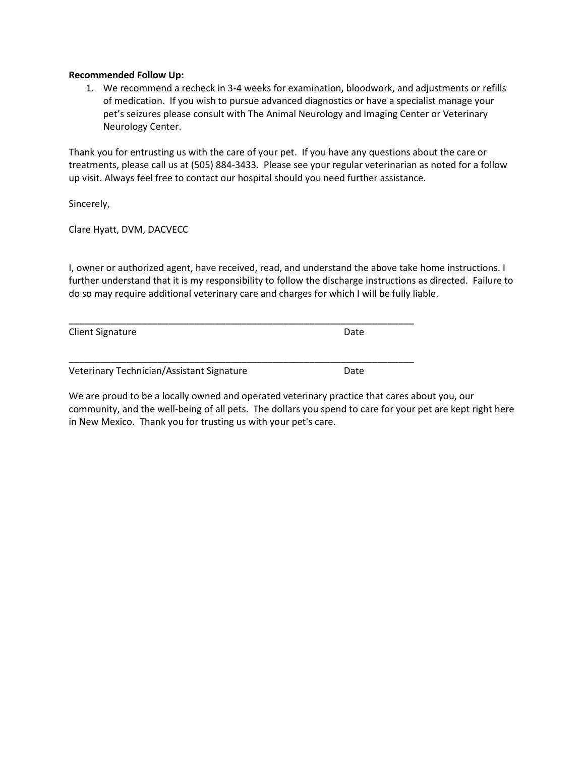**Recommended Follow Up:**

1. We recommend a recheck in 3-4 weeks for examination, bloodwork, and adjustments or refills of medication. If you wish to pursue advanced diagnostics or have a specialist manage your pet's seizures please consult with The Animal Neurology and Imaging Center or Veterinary Neurology Center.

Thank you for entrusting us with the care of your pet. If you have any questions about the care or treatments, please call us at (505) 884-3433. Please see your regular veterinarian as noted for a follow up visit. Always feel free to contact our hospital should you need further assistance.

Sincerely,

Clare Hyatt, DVM, DACVECC

I, owner or authorized agent, have received, read, and understand the above take home instructions. I further understand that it is my responsibility to follow the discharge instructions as directed. Failure to do so may require additional veterinary care and charges for which I will be fully liable.

_____________________________________________________________________

Client Signature                                                                 Date

_____________________________________________________________________

Veterinary Technician/Assistant Signature                          Date

We are proud to be a locally owned and operated veterinary practice that cares about you, our community, and the well-being of all pets. The dollars you spend to care for your pet are kept right here in New Mexico. Thank you for trusting us with your pet's care.